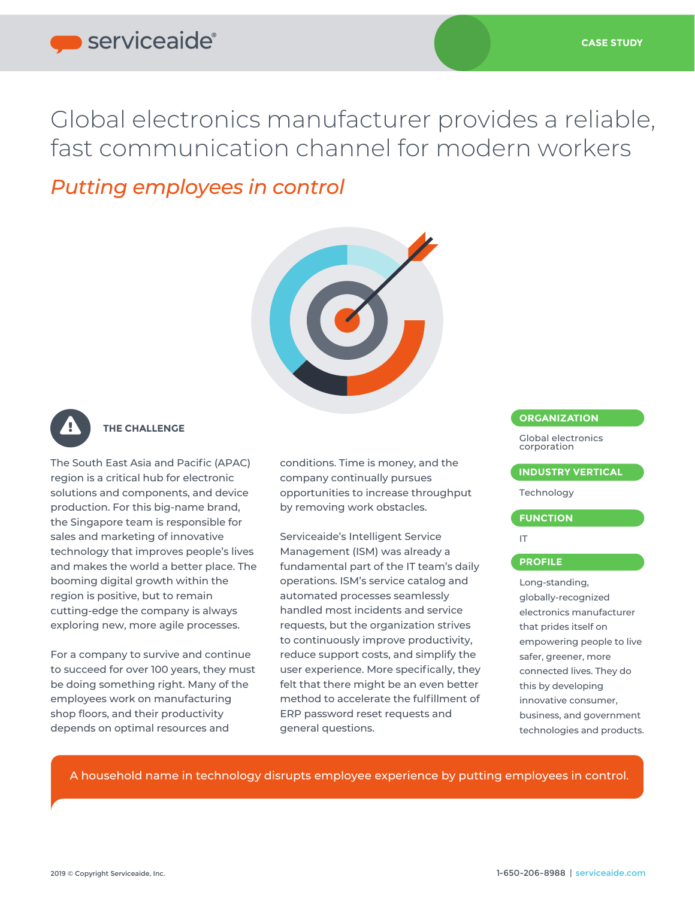serviceaide®

CASE STUDY

# Global electronics manufacturer provides a reliable, fast communication channel for modern workers

## *Putting employees in control*

### THE CHALLENGE

The South East Asia and Pacific (APAC) region is a critical hub for electronic solutions and components, and device production. For this big-name brand, the Singapore team is responsible for sales and marketing of innovative technology that improves people's lives and makes the world a better place. The booming digital growth within the region is positive, but to remain cutting-edge the company is always exploring new, more agile processes.

For a company to survive and continue to succeed for over 100 years, they must be doing something right. Many of the employees work on manufacturing shop floors, and their productivity depends on optimal resources and conditions. Time is money, and the company continually pursues opportunities to increase throughput by removing work obstacles.

Serviceaide's Intelligent Service Management (ISM) was already a fundamental part of the IT team's daily operations. ISM's service catalog and automated processes seamlessly handled most incidents and service requests, but the organization strives to continuously improve productivity, reduce support costs, and simplify the user experience. More specifically, they felt that there might be an even better method to accelerate the fulfillment of ERP password reset requests and general questions.

**ORGANIZATION**

Global electronics corporation

**INDUSTRY VERTICAL**

Technology

**FUNCTION**

IT

**PROFILE**

Long-standing, globally-recognized electronics manufacturer that prides itself on empowering people to live safer, greener, more connected lives. They do this by developing innovative consumer, business, and government technologies and products.

A household name in technology disrupts employee experience by putting employees in control.

2019 © Copyright Serviceaide, Inc.

1-650-206-8988 | serviceaide.com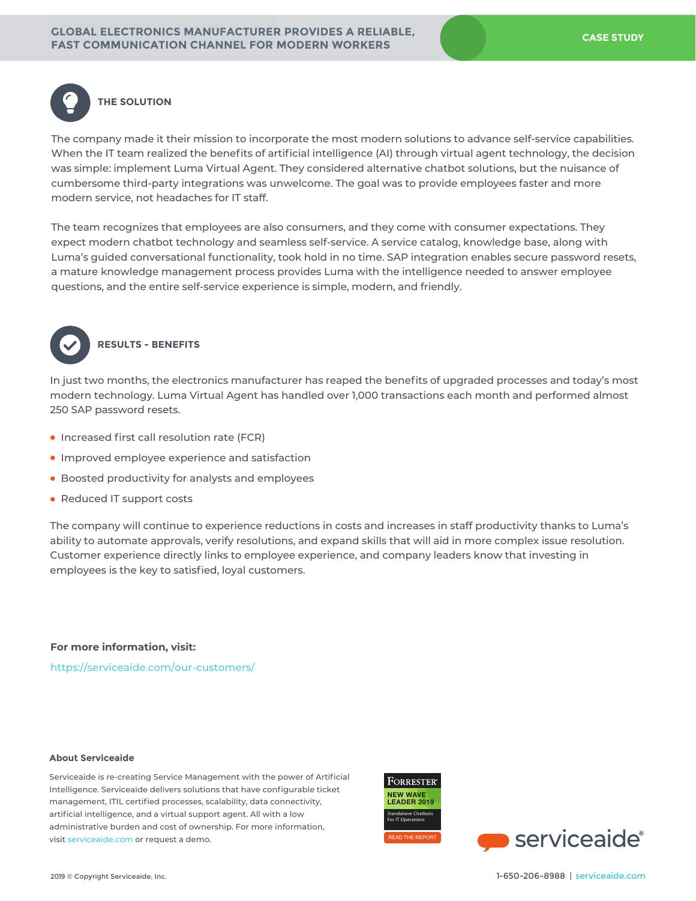## THE SOLUTION

The company made it their mission to incorporate the most modern solutions to advance self-service capabilities. When the IT team realized the benefits of artificial intelligence (AI) through virtual agent technology, the decision was simple: implement Luma Virtual Agent. They considered alternative chatbot solutions, but the nuisance of cumbersome third-party integrations was unwelcome. The goal was to provide employees faster and more modern service, not headaches for IT staff.

The team recognizes that employees are also consumers, and they come with consumer expectations. They expect modern chatbot technology and seamless self-service. A service catalog, knowledge base, along with Luma's guided conversational functionality, took hold in no time. SAP integration enables secure password resets, a mature knowledge management process provides Luma with the intelligence needed to answer employee questions, and the entire self-service experience is simple, modern, and friendly.

## RESULTS - BENEFITS

In just two months, the electronics manufacturer has reaped the benefits of upgraded processes and today's most modern technology. Luma Virtual Agent has handled over 1,000 transactions each month and performed almost 250 SAP password resets.

- Increased first call resolution rate (FCR)
- Improved employee experience and satisfaction
- Boosted productivity for analysts and employees
- Reduced IT support costs

The company will continue to experience reductions in costs and increases in staff productivity thanks to Luma's ability to automate approvals, verify resolutions, and expand skills that will aid in more complex issue resolution. Customer experience directly links to employee experience, and company leaders know that investing in employees is the key to satisfied, loyal customers.

**For more information, visit:**

https://serviceaide.com/our-customers/

**About Serviceaide**

Serviceaide is re-creating Service Management with the power of Artificial Intelligence. Serviceaide delivers solutions that have configurable ticket management, ITIL certified processes, scalability, data connectivity, artificial intelligence, and a virtual support agent. All with a low administrative burden and cost of ownership. For more information, visit serviceaide.com or request a demo.

FORRESTER
NEW WAVE LEADER 2019
Standalone Chatbots For IT Operations
READ THE REPORT

serviceaide®

2019 © Copyright Serviceaide, Inc.

1-650-206-8988 | serviceaide.com